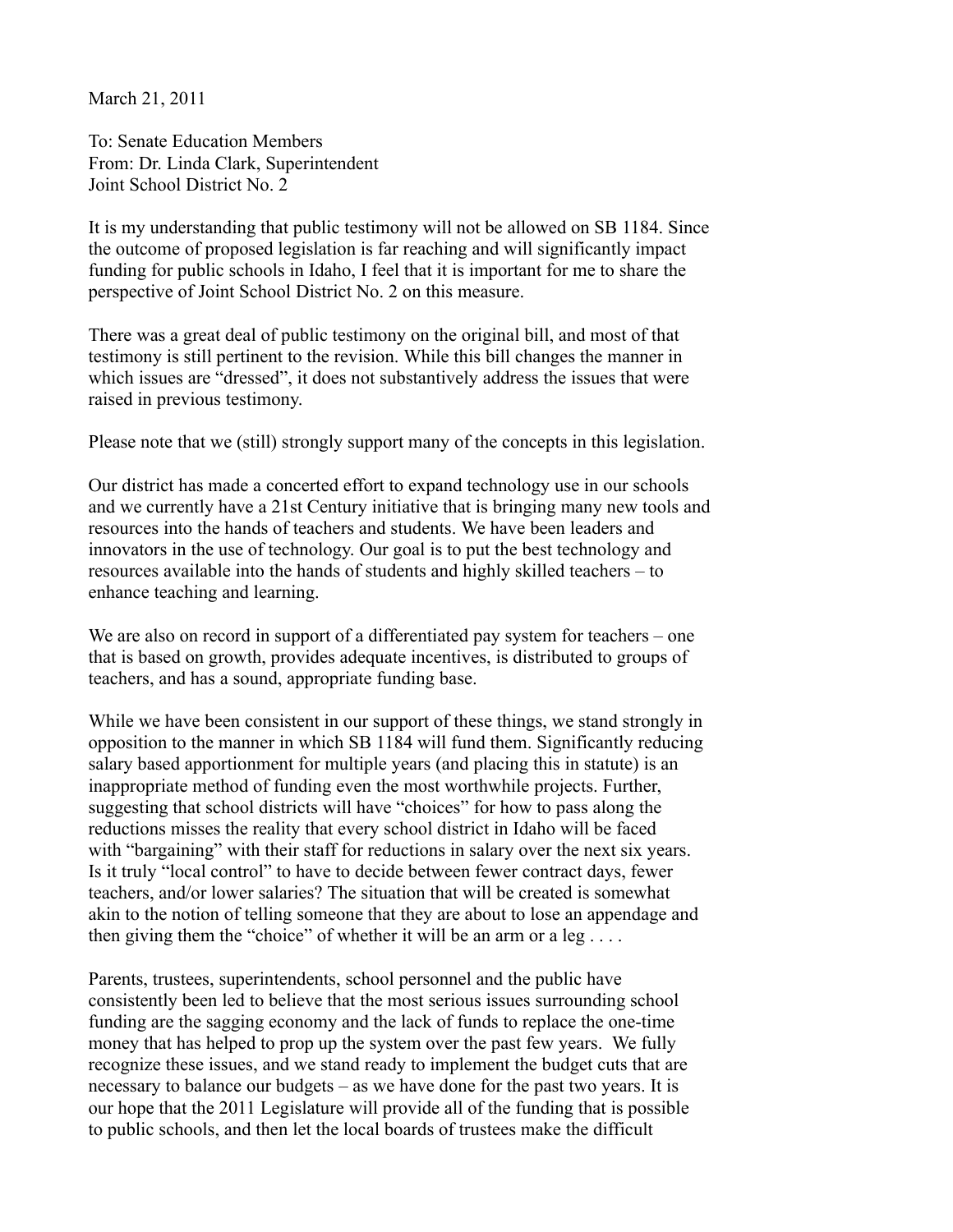March 21, 2011

To: Senate Education Members
From: Dr. Linda Clark, Superintendent
Joint School District No. 2

It is my understanding that public testimony will not be allowed on SB 1184. Since the outcome of proposed legislation is far reaching and will significantly impact funding for public schools in Idaho, I feel that it is important for me to share the perspective of Joint School District No. 2 on this measure.

There was a great deal of public testimony on the original bill, and most of that testimony is still pertinent to the revision. While this bill changes the manner in which issues are "dressed", it does not substantively address the issues that were raised in previous testimony.

Please note that we (still) strongly support many of the concepts in this legislation.

Our district has made a concerted effort to expand technology use in our schools and we currently have a 21st Century initiative that is bringing many new tools and resources into the hands of teachers and students. We have been leaders and innovators in the use of technology. Our goal is to put the best technology and resources available into the hands of students and highly skilled teachers – to enhance teaching and learning.

We are also on record in support of a differentiated pay system for teachers – one that is based on growth, provides adequate incentives, is distributed to groups of teachers, and has a sound, appropriate funding base.

While we have been consistent in our support of these things, we stand strongly in opposition to the manner in which SB 1184 will fund them. Significantly reducing salary based apportionment for multiple years (and placing this in statute) is an inappropriate method of funding even the most worthwhile projects. Further, suggesting that school districts will have "choices" for how to pass along the reductions misses the reality that every school district in Idaho will be faced with "bargaining" with their staff for reductions in salary over the next six years. Is it truly "local control" to have to decide between fewer contract days, fewer teachers, and/or lower salaries? The situation that will be created is somewhat akin to the notion of telling someone that they are about to lose an appendage and then giving them the "choice" of whether it will be an arm or a leg . . . .

Parents, trustees, superintendents, school personnel and the public have consistently been led to believe that the most serious issues surrounding school funding are the sagging economy and the lack of funds to replace the one-time money that has helped to prop up the system over the past few years. We fully recognize these issues, and we stand ready to implement the budget cuts that are necessary to balance our budgets – as we have done for the past two years. It is our hope that the 2011 Legislature will provide all of the funding that is possible to public schools, and then let the local boards of trustees make the difficult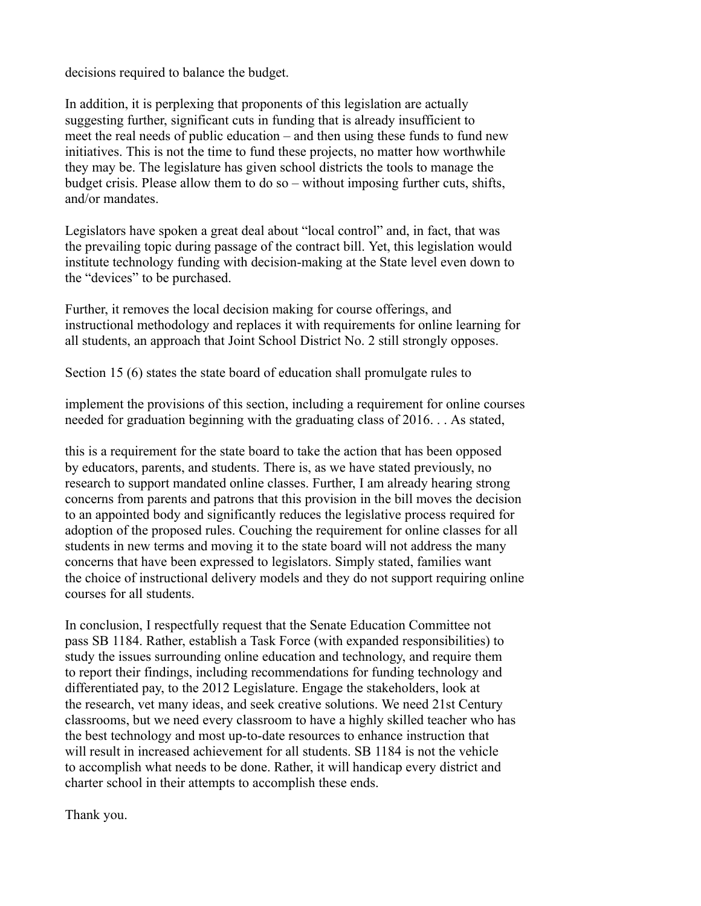decisions required to balance the budget.

In addition, it is perplexing that proponents of this legislation are actually suggesting further, significant cuts in funding that is already insufficient to meet the real needs of public education – and then using these funds to fund new initiatives. This is not the time to fund these projects, no matter how worthwhile they may be. The legislature has given school districts the tools to manage the budget crisis. Please allow them to do so – without imposing further cuts, shifts, and/or mandates.

Legislators have spoken a great deal about "local control" and, in fact, that was the prevailing topic during passage of the contract bill. Yet, this legislation would institute technology funding with decision-making at the State level even down to the "devices" to be purchased.

Further, it removes the local decision making for course offerings, and instructional methodology and replaces it with requirements for online learning for all students, an approach that Joint School District No. 2 still strongly opposes.

Section 15 (6) states the state board of education shall promulgate rules to

implement the provisions of this section, including a requirement for online courses needed for graduation beginning with the graduating class of 2016. . . As stated,

this is a requirement for the state board to take the action that has been opposed by educators, parents, and students. There is, as we have stated previously, no research to support mandated online classes. Further, I am already hearing strong concerns from parents and patrons that this provision in the bill moves the decision to an appointed body and significantly reduces the legislative process required for adoption of the proposed rules. Couching the requirement for online classes for all students in new terms and moving it to the state board will not address the many concerns that have been expressed to legislators. Simply stated, families want the choice of instructional delivery models and they do not support requiring online courses for all students.

In conclusion, I respectfully request that the Senate Education Committee not pass SB 1184. Rather, establish a Task Force (with expanded responsibilities) to study the issues surrounding online education and technology, and require them to report their findings, including recommendations for funding technology and differentiated pay, to the 2012 Legislature. Engage the stakeholders, look at the research, vet many ideas, and seek creative solutions. We need 21st Century classrooms, but we need every classroom to have a highly skilled teacher who has the best technology and most up-to-date resources to enhance instruction that will result in increased achievement for all students. SB 1184 is not the vehicle to accomplish what needs to be done. Rather, it will handicap every district and charter school in their attempts to accomplish these ends.

Thank you.